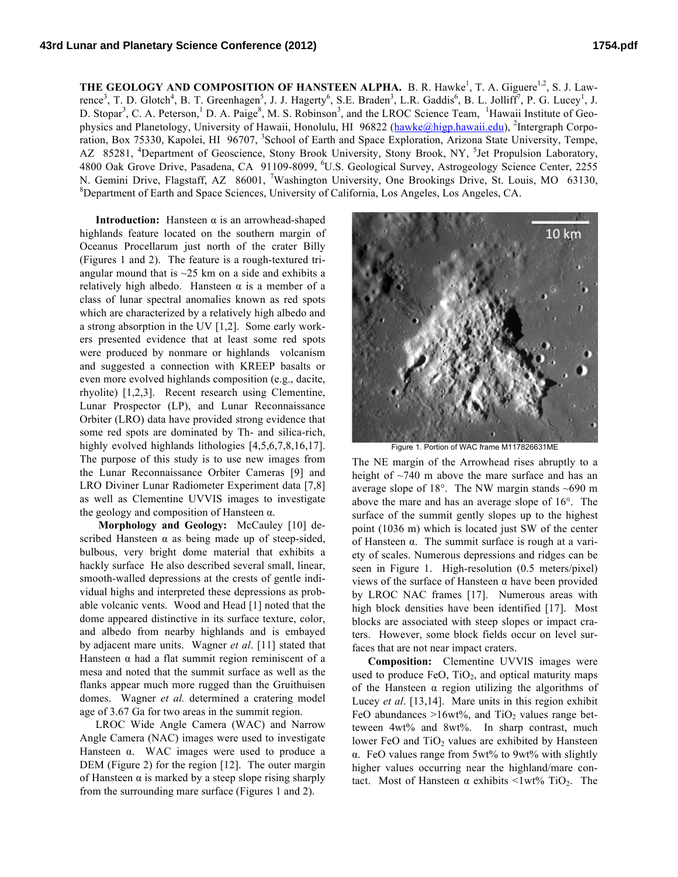# THE GEOLOGY AND COMPOSITION OF HANSTEEN ALPHA.

B. R. Hawke[1], T. A. Giguere[1,2], S. J. Lawrence[3], T. D. Glotch[4], B. T. Greenhagen[5], J. J. Hagerty[6], S.E. Braden[3], L.R. Gaddis[6], B. L. Jolliff[7], P. G. Lucey[1], J. D. Stopar[3], C. A. Peterson,[1] D. A. Paige[8], M. S. Robinson[3], and the LROC Science Team, [1]Hawaii Institute of Geophysics and Planetology, University of Hawaii, Honolulu, HI 96822 (hawke@higp.hawaii.edu), [2]Intergraph Corporation, Box 75330, Kapolei, HI 96707, [3]School of Earth and Space Exploration, Arizona State University, Tempe, AZ 85281, [4]Department of Geoscience, Stony Brook University, Stony Brook, NY, [5]Jet Propulsion Laboratory, 4800 Oak Grove Drive, Pasadena, CA 91109-8099, [6]U.S. Geological Survey, Astrogeology Science Center, 2255 N. Gemini Drive, Flagstaff, AZ 86001, [7]Washington University, One Brookings Drive, St. Louis, MO 63130, [8]Department of Earth and Space Sciences, University of California, Los Angeles, Los Angeles, CA.

**Introduction:** Hansteen α is an arrowhead-shaped highlands feature located on the southern margin of Oceanus Procellarum just north of the crater Billy (Figures 1 and 2). The feature is a rough-textured triangular mound that is ~25 km on a side and exhibits a relatively high albedo. Hansteen α is a member of a class of lunar spectral anomalies known as red spots which are characterized by a relatively high albedo and a strong absorption in the UV [1,2]. Some early workers presented evidence that at least some red spots were produced by nonmare or highlands volcanism and suggested a connection with KREEP basalts or even more evolved highlands composition (e.g., dacite, rhyolite) [1,2,3]. Recent research using Clementine, Lunar Prospector (LP), and Lunar Reconnaissance Orbiter (LRO) data have provided strong evidence that some red spots are dominated by Th- and silica-rich, highly evolved highlands lithologies [4,5,6,7,8,16,17]. The purpose of this study is to use new images from the Lunar Reconnaissance Orbiter Cameras [9] and LRO Diviner Lunar Radiometer Experiment data [7,8] as well as Clementine UVVIS images to investigate the geology and composition of Hansteen α.

**Morphology and Geology:** McCauley [10] described Hansteen α as being made up of steep-sided, bulbous, very bright dome material that exhibits a hackly surface He also described several small, linear, smooth-walled depressions at the crests of gentle individual highs and interpreted these depressions as probable volcanic vents. Wood and Head [1] noted that the dome appeared distinctive in its surface texture, color, and albedo from nearby highlands and is embayed by adjacent mare units. Wagner *et al*. [11] stated that Hansteen α had a flat summit region reminiscent of a mesa and noted that the summit surface as well as the flanks appear much more rugged than the Gruithuisen domes. Wagner *et al.* determined a cratering model age of 3.67 Ga for two areas in the summit region.

LROC Wide Angle Camera (WAC) and Narrow Angle Camera (NAC) images were used to investigate Hansteen α. WAC images were used to produce a DEM (Figure 2) for the region [12]. The outer margin of Hansteen α is marked by a steep slope rising sharply from the surrounding mare surface (Figures 1 and 2).

Figure 1. Portion of WAC frame M117826631ME

The NE margin of the Arrowhead rises abruptly to a height of ~740 m above the mare surface and has an average slope of 18°. The NW margin stands ~690 m above the mare and has an average slope of 16°. The surface of the summit gently slopes up to the highest point (1036 m) which is located just SW of the center of Hansteen α. The summit surface is rough at a variety of scales. Numerous depressions and ridges can be seen in Figure 1. High-resolution (0.5 meters/pixel) views of the surface of Hansteen α have been provided by LROC NAC frames [17]. Numerous areas with high block densities have been identified [17]. Most blocks are associated with steep slopes or impact craters. However, some block fields occur on level surfaces that are not near impact craters.

**Composition:** Clementine UVVIS images were used to produce FeO, $TiO_2$, and optical maturity maps of the Hansteen α region utilizing the algorithms of Lucey *et al*. [13,14]. Mare units in this region exhibit FeO abundances >16wt%, and $TiO_2$ values range betteween 4wt% and 8wt%. In sharp contrast, much lower FeO and $TiO_2$ values are exhibited by Hansteen α. FeO values range from 5wt% to 9wt% with slightly higher values occurring near the highland/mare contact. Most of Hansteen α exhibits <1wt% $TiO_2$. The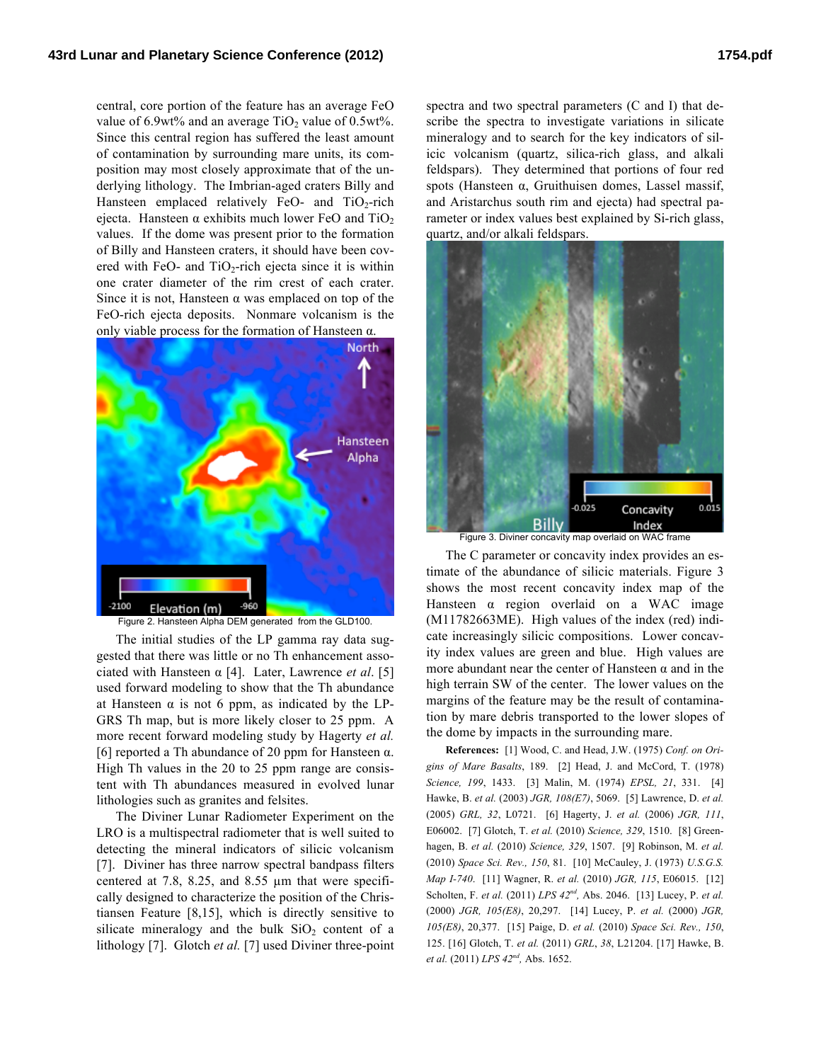central, core portion of the feature has an average FeO value of 6.9wt% and an average $TiO_2$ value of 0.5wt%. Since this central region has suffered the least amount of contamination by surrounding mare units, its composition may most closely approximate that of the underlying lithology. The Imbrian-aged craters Billy and Hansteen emplaced relatively FeO- and $TiO_2$-rich ejecta. Hansteen α exhibits much lower FeO and $TiO_2$ values. If the dome was present prior to the formation of Billy and Hansteen craters, it should have been covered with FeO- and $TiO_2$-rich ejecta since it is within one crater diameter of the rim crest of each crater. Since it is not, Hansteen α was emplaced on top of the FeO-rich ejecta deposits. Nonmare volcanism is the only viable process for the formation of Hansteen α.

North

Hansteen Alpha

-2100 Elevation (m) -960

Figure 2. Hansteen Alpha DEM generated from the GLD100.

The initial studies of the LP gamma ray data suggested that there was little or no Th enhancement associated with Hansteen α [4]. Later, Lawrence *et al*. [5] used forward modeling to show that the Th abundance at Hansteen α is not 6 ppm, as indicated by the LP-GRS Th map, but is more likely closer to 25 ppm. A more recent forward modeling study by Hagerty *et al.* [6] reported a Th abundance of 20 ppm for Hansteen α. High Th values in the 20 to 25 ppm range are consistent with Th abundances measured in evolved lunar lithologies such as granites and felsites.

The Diviner Lunar Radiometer Experiment on the LRO is a multispectral radiometer that is well suited to detecting the mineral indicators of silicic volcanism [7]. Diviner has three narrow spectral bandpass filters centered at 7.8, 8.25, and 8.55 µm that were specifically designed to characterize the position of the Christiansen Feature [8,15], which is directly sensitive to silicate mineralogy and the bulk $SiO_2$ content of a lithology [7]. Glotch *et al.* [7] used Diviner three-point spectra and two spectral parameters (C and I) that describe the spectra to investigate variations in silicate mineralogy and to search for the key indicators of silicic volcanism (quartz, silica-rich glass, and alkali feldspars). They determined that portions of four red spots (Hansteen α, Gruithuisen domes, Lassel massif, and Aristarchus south rim and ejecta) had spectral parameter or index values best explained by Si-rich glass, quartz, and/or alkali feldspars.

-0.025 Concavity Index 0.015

Billy

Figure 3. Diviner concavity map overlaid on WAC frame

The C parameter or concavity index provides an estimate of the abundance of silicic materials. Figure 3 shows the most recent concavity index map of the Hansteen α region overlaid on a WAC image (M11782663ME). High values of the index (red) indicate increasingly silicic compositions. Lower concavity index values are green and blue. High values are more abundant near the center of Hansteen α and in the high terrain SW of the center. The lower values on the margins of the feature may be the result of contamination by mare debris transported to the lower slopes of the dome by impacts in the surrounding mare.

**References:** [1] Wood, C. and Head, J.W. (1975) *Conf. on Origins of Mare Basalts*, 189. [2] Head, J. and McCord, T. (1978) *Science, 199*, 1433. [3] Malin, M. (1974) *EPSL, 21*, 331. [4] Hawke, B. *et al.* (2003) *JGR, 108(E7)*, 5069. [5] Lawrence, D. *et al.* (2005) *GRL, 32*, L0721. [6] Hagerty, J. *et al.* (2006) *JGR, 111*, E06002. [7] Glotch, T. *et al.* (2010) *Science, 329*, 1510. [8] Greenhagen, B. *et al.* (2010) *Science, 329*, 1507. [9] Robinson, M. *et al.* (2010) *Space Sci. Rev., 150*, 81. [10] McCauley, J. (1973) *U.S.G.S. Map I-740*. [11] Wagner, R. *et al.* (2010) *JGR, 115*, E06015. [12] Scholten, F. *et al.* (2011) *LPS 42nd*, Abs. 2046. [13] Lucey, P. *et al.* (2000) *JGR, 105(E8)*, 20,297. [14] Lucey, P. *et al.* (2000) *JGR, 105(E8)*, 20,377. [15] Paige, D. *et al.* (2010) *Space Sci. Rev., 150*, 125. [16] Glotch, T. *et al.* (2011) *GRL*, *38*, L21204. [17] Hawke, B. *et al.* (2011) *LPS 42nd*, Abs. 1652.